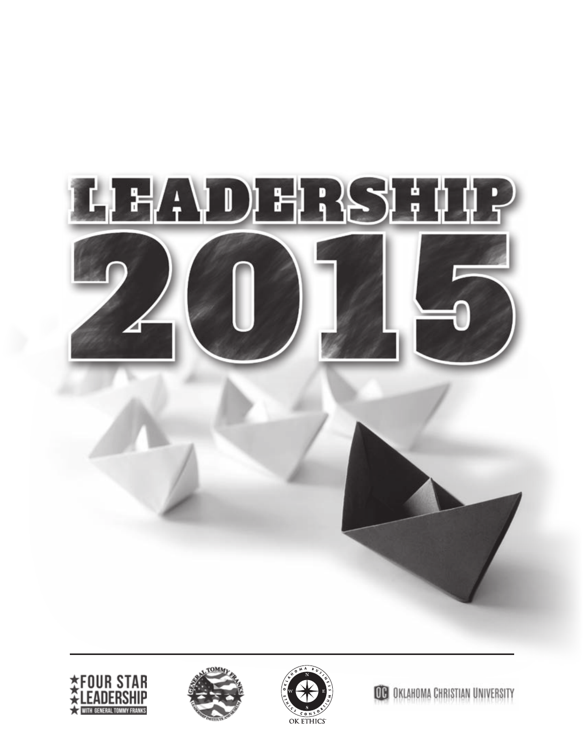# LEADERSHIP 2015

FOUR STAR LEADERSHIP WITH GENERAL TOMMY FRANKS

GENERAL TOMMY FRANKS LEADERSHIP INSTITUTE AND MUSEUM

OKLAHOMA BUSINESS ETHICS CONSORTIUM

OK ETHICS

OC OKLAHOMA CHRISTIAN UNIVERSITY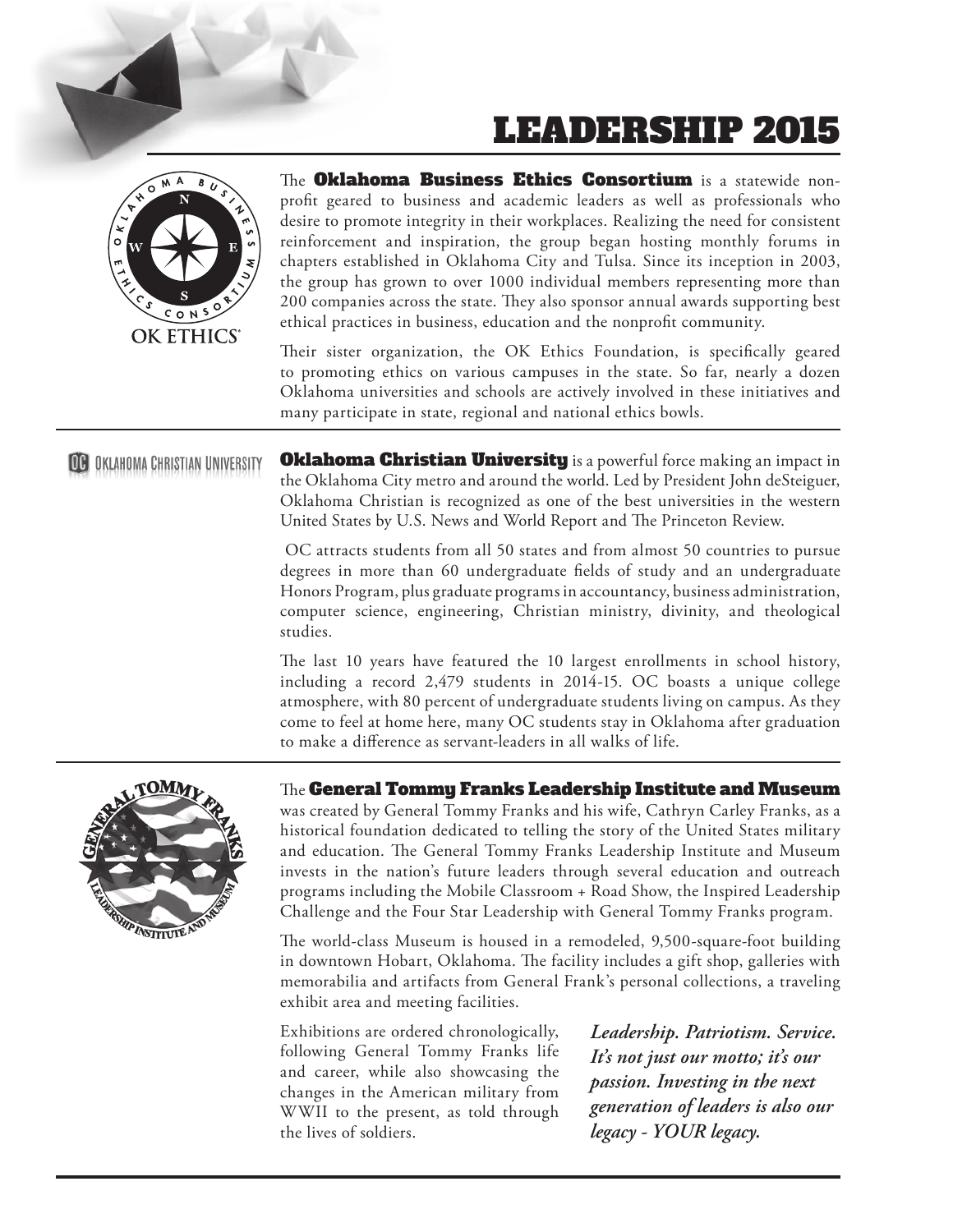# LEADERSHIP 2015

OK ETHICS

The **Oklahoma Business Ethics Consortium** is a statewide non-profit geared to business and academic leaders as well as professionals who desire to promote integrity in their workplaces. Realizing the need for consistent reinforcement and inspiration, the group began hosting monthly forums in chapters established in Oklahoma City and Tulsa. Since its inception in 2003, the group has grown to over 1000 individual members representing more than 200 companies across the state. They also sponsor annual awards supporting best ethical practices in business, education and the nonprofit community.

Their sister organization, the OK Ethics Foundation, is specifically geared to promoting ethics on various campuses in the state. So far, nearly a dozen Oklahoma universities and schools are actively involved in these initiatives and many participate in state, regional and national ethics bowls.

---

OC Oklahoma Christian University

**Oklahoma Christian University** is a powerful force making an impact in the Oklahoma City metro and around the world. Led by President John deSteiguer, Oklahoma Christian is recognized as one of the best universities in the western United States by U.S. News and World Report and The Princeton Review.

OC attracts students from all 50 states and from almost 50 countries to pursue degrees in more than 60 undergraduate fields of study and an undergraduate Honors Program, plus graduate programs in accountancy, business administration, computer science, engineering, Christian ministry, divinity, and theological studies.

The last 10 years have featured the 10 largest enrollments in school history, including a record 2,479 students in 2014-15. OC boasts a unique college atmosphere, with 80 percent of undergraduate students living on campus. As they come to feel at home here, many OC students stay in Oklahoma after graduation to make a difference as servant-leaders in all walks of life.

---

The **General Tommy Franks Leadership Institute and Museum** was created by General Tommy Franks and his wife, Cathryn Carley Franks, as a historical foundation dedicated to telling the story of the United States military and education. The General Tommy Franks Leadership Institute and Museum invests in the nation's future leaders through several education and outreach programs including the Mobile Classroom + Road Show, the Inspired Leadership Challenge and the Four Star Leadership with General Tommy Franks program.

The world-class Museum is housed in a remodeled, 9,500-square-foot building in downtown Hobart, Oklahoma. The facility includes a gift shop, galleries with memorabilia and artifacts from General Frank's personal collections, a traveling exhibit area and meeting facilities.

Exhibitions are ordered chronologically, following General Tommy Franks life and career, while also showcasing the changes in the American military from WWII to the present, as told through the lives of soldiers.

***Leadership. Patriotism. Service. It's not just our motto; it's our passion. Investing in the next generation of leaders is also our legacy - YOUR legacy.***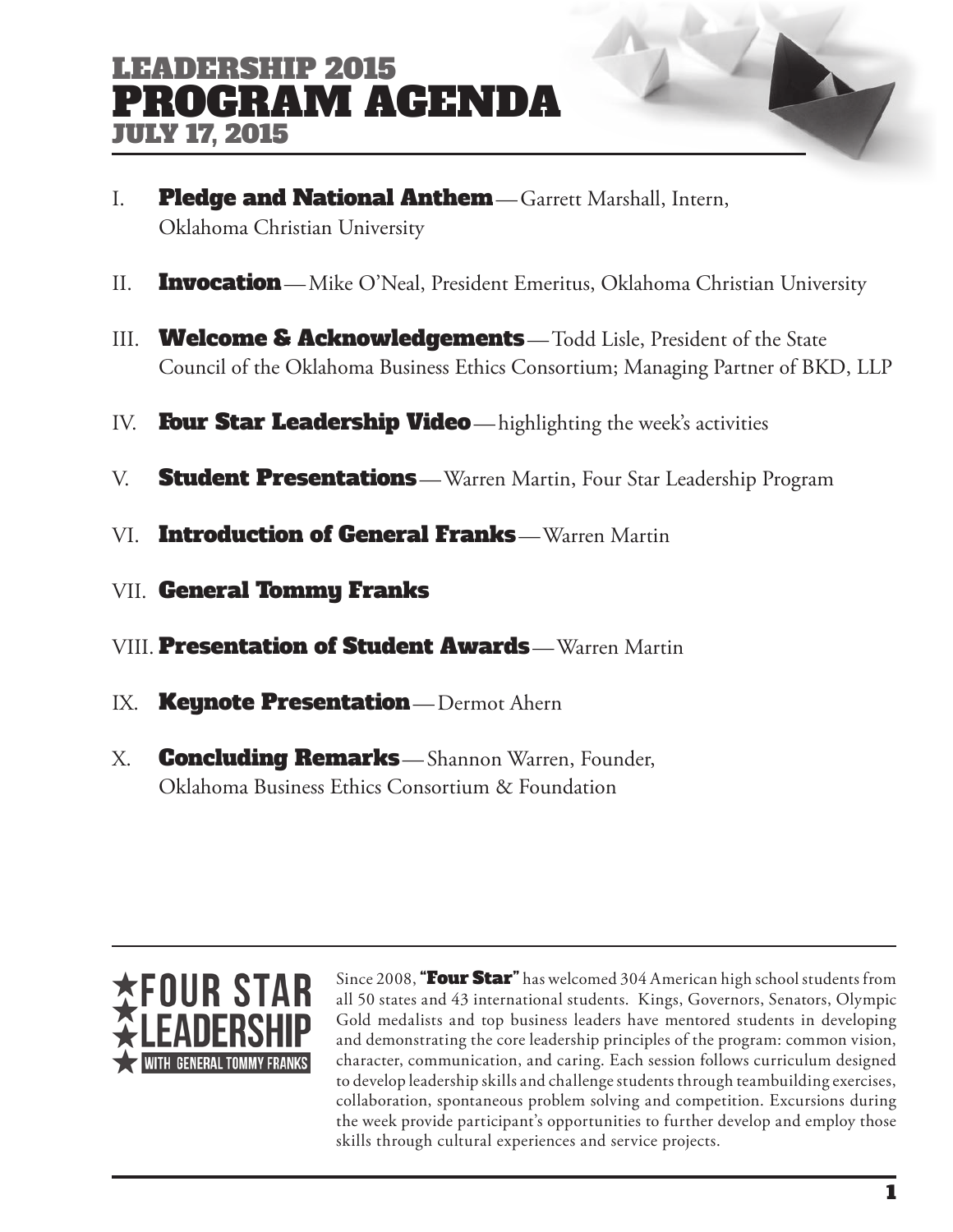# LEADERSHIP 2015
# PROGRAM AGENDA
## JULY 17, 2015

I. **Pledge and National Anthem** — Garrett Marshall, Intern, Oklahoma Christian University

II. **Invocation** — Mike O'Neal, President Emeritus, Oklahoma Christian University

III. **Welcome & Acknowledgements** — Todd Lisle, President of the State Council of the Oklahoma Business Ethics Consortium; Managing Partner of BKD, LLP

IV. **Four Star Leadership Video** — highlighting the week's activities

V. **Student Presentations** — Warren Martin, Four Star Leadership Program

VI. **Introduction of General Franks** — Warren Martin

VII. **General Tommy Franks**

VIII. **Presentation of Student Awards** — Warren Martin

IX. **Keynote Presentation** — Dermot Ahern

X. **Concluding Remarks** — Shannon Warren, Founder, Oklahoma Business Ethics Consortium & Foundation

---

**FOUR STAR LEADERSHIP** WITH GENERAL TOMMY FRANKS

Since 2008, **"Four Star"** has welcomed 304 American high school students from all 50 states and 43 international students. Kings, Governors, Senators, Olympic Gold medalists and top business leaders have mentored students in developing and demonstrating the core leadership principles of the program: common vision, character, communication, and caring. Each session follows curriculum designed to develop leadership skills and challenge students through teambuilding exercises, collaboration, spontaneous problem solving and competition. Excursions during the week provide participant's opportunities to further develop and employ those skills through cultural experiences and service projects.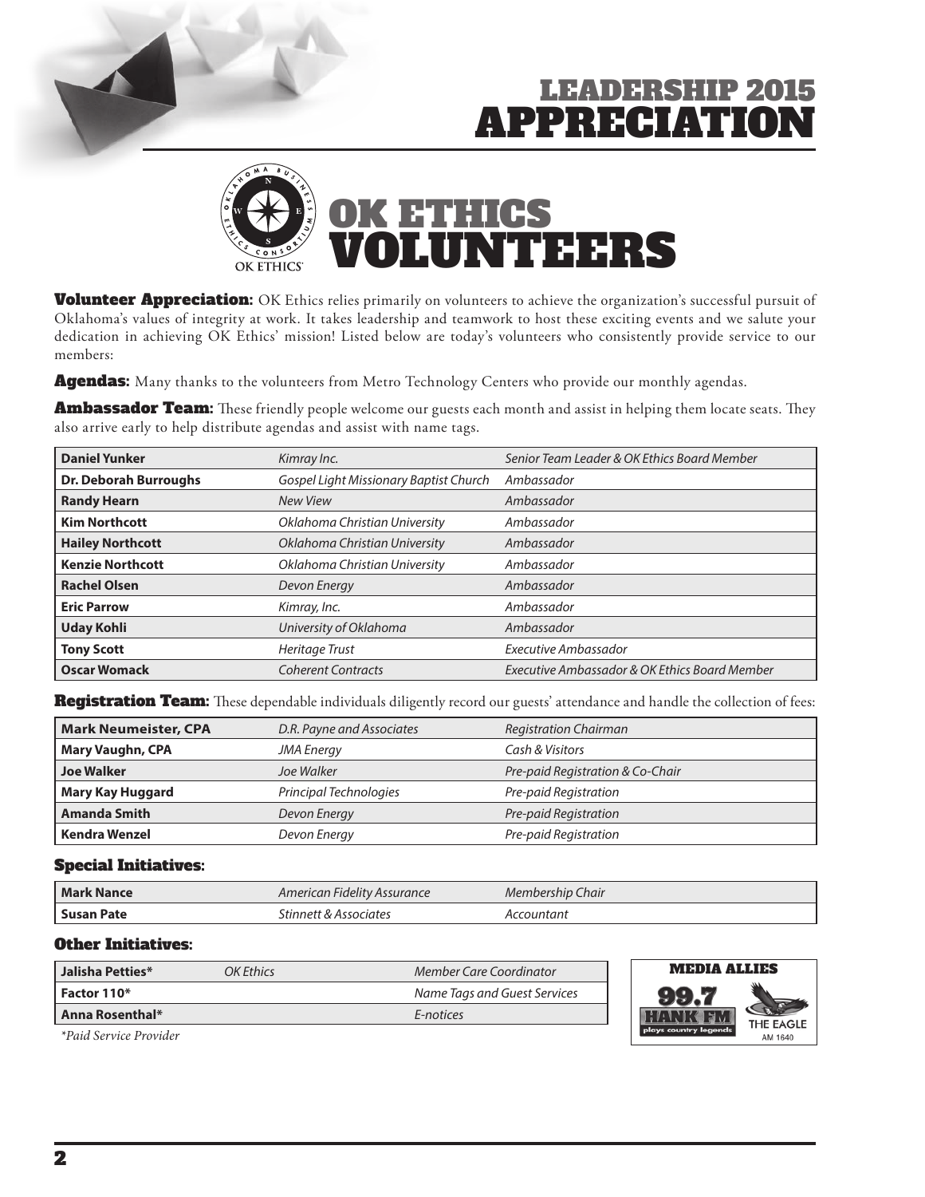# LEADERSHIP 2015 APPRECIATION

## OK ETHICS VOLUNTEERS

**Volunteer Appreciation:** OK Ethics relies primarily on volunteers to achieve the organization's successful pursuit of Oklahoma's values of integrity at work. It takes leadership and teamwork to host these exciting events and we salute your dedication in achieving OK Ethics' mission! Listed below are today's volunteers who consistently provide service to our members:

**Agendas:** Many thanks to the volunteers from Metro Technology Centers who provide our monthly agendas.

**Ambassador Team:** These friendly people welcome our guests each month and assist in helping them locate seats. They also arrive early to help distribute agendas and assist with name tags.

| | | |
|---|---|---|
| **Daniel Yunker** | *Kimray Inc.* | *Senior Team Leader & OK Ethics Board Member* |
| **Dr. Deborah Burroughs** | *Gospel Light Missionary Baptist Church* | *Ambassador* |
| **Randy Hearn** | *New View* | *Ambassador* |
| **Kim Northcott** | *Oklahoma Christian University* | *Ambassador* |
| **Hailey Northcott** | *Oklahoma Christian University* | *Ambassador* |
| **Kenzie Northcott** | *Oklahoma Christian University* | *Ambassador* |
| **Rachel Olsen** | *Devon Energy* | *Ambassador* |
| **Eric Parrow** | *Kimray, Inc.* | *Ambassador* |
| **Uday Kohli** | *University of Oklahoma* | *Ambassador* |
| **Tony Scott** | *Heritage Trust* | *Executive Ambassador* |
| **Oscar Womack** | *Coherent Contracts* | *Executive Ambassador & OK Ethics Board Member* |

**Registration Team:** These dependable individuals diligently record our guests' attendance and handle the collection of fees:

| | | |
|---|---|---|
| **Mark Neumeister, CPA** | *D.R. Payne and Associates* | *Registration Chairman* |
| **Mary Vaughn, CPA** | *JMA Energy* | *Cash & Visitors* |
| **Joe Walker** | *Joe Walker* | *Pre-paid Registration & Co-Chair* |
| **Mary Kay Huggard** | *Principal Technologies* | *Pre-paid Registration* |
| **Amanda Smith** | *Devon Energy* | *Pre-paid Registration* |
| **Kendra Wenzel** | *Devon Energy* | *Pre-paid Registration* |

### Special Initiatives:

| | | |
|---|---|---|
| **Mark Nance** | *American Fidelity Assurance* | *Membership Chair* |
| **Susan Pate** | *Stinnett & Associates* | *Accountant* |

### Other Initiatives:

| | | |
|---|---|---|
| **Jalisha Petties*** | *OK Ethics* | *Member Care Coordinator* |
| **Factor 110*** | | *Name Tags and Guest Services* |
| **Anna Rosenthal*** | | *E-notices* |

*\*Paid Service Provider*

**MEDIA ALLIES**

99.7 HANK FM plays country legends

THE EAGLE AM 1640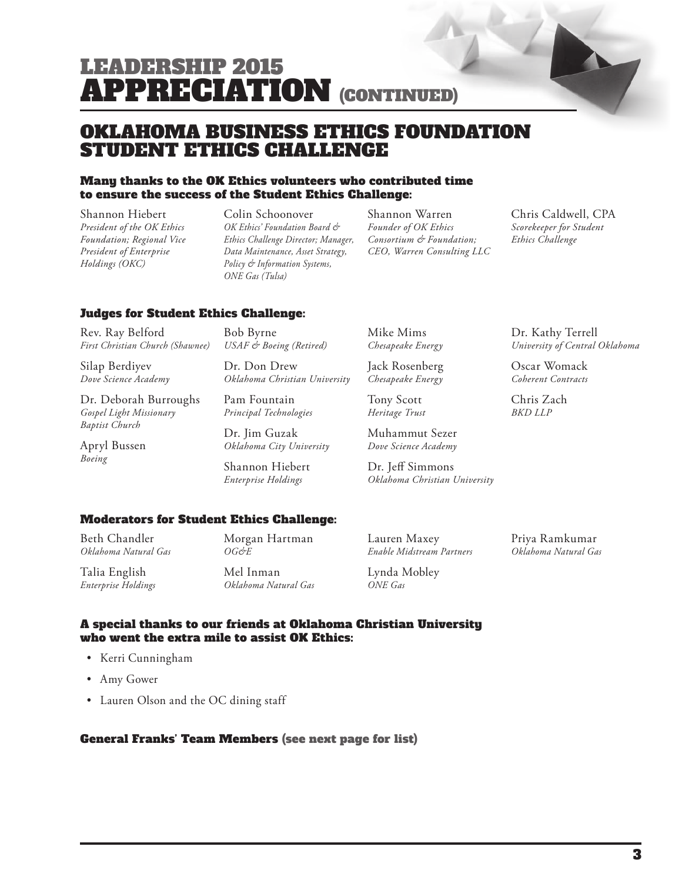# LEADERSHIP 2015 APPRECIATION (CONTINUED)

## OKLAHOMA BUSINESS ETHICS FOUNDATION STUDENT ETHICS CHALLENGE

### Many thanks to the OK Ethics volunteers who contributed time to ensure the success of the Student Ethics Challenge:

Shannon Hiebert
*President of the OK Ethics Foundation; Regional Vice President of Enterprise Holdings (OKC)*

Colin Schoonover
*OK Ethics' Foundation Board & Ethics Challenge Director; Manager, Data Maintenance, Asset Strategy, Policy & Information Systems, ONE Gas (Tulsa)*

Shannon Warren
*Founder of OK Ethics Consortium & Foundation; CEO, Warren Consulting LLC*

Chris Caldwell, CPA
*Scorekeeper for Student Ethics Challenge*

### Judges for Student Ethics Challenge:

Rev. Ray Belford
*First Christian Church (Shawnee)*

Silap Berdiyev
*Dove Science Academy*

Dr. Deborah Burroughs
*Gospel Light Missionary Baptist Church*

Apryl Bussen
*Boeing*

Bob Byrne
*USAF & Boeing (Retired)*

Dr. Don Drew
*Oklahoma Christian University*

Pam Fountain
*Principal Technologies*

Dr. Jim Guzak
*Oklahoma City University*

Shannon Hiebert
*Enterprise Holdings*

Mike Mims
*Chesapeake Energy*

Jack Rosenberg
*Chesapeake Energy*

Tony Scott
*Heritage Trust*

Muhammut Sezer
*Dove Science Academy*

Dr. Jeff Simmons
*Oklahoma Christian University*

Dr. Kathy Terrell
*University of Central Oklahoma*

Oscar Womack
*Coherent Contracts*

Chris Zach
*BKD LLP*

### Moderators for Student Ethics Challenge:

Beth Chandler
*Oklahoma Natural Gas*

Talia English
*Enterprise Holdings*

Morgan Hartman
*OG&E*

Mel Inman
*Oklahoma Natural Gas*

Lauren Maxey
*Enable Midstream Partners*

Lynda Mobley
*ONE Gas*

Priya Ramkumar
*Oklahoma Natural Gas*

### A special thanks to our friends at Oklahoma Christian University who went the extra mile to assist OK Ethics:

- Kerri Cunningham
- Amy Gower
- Lauren Olson and the OC dining staff

### General Franks' Team Members (see next page for list)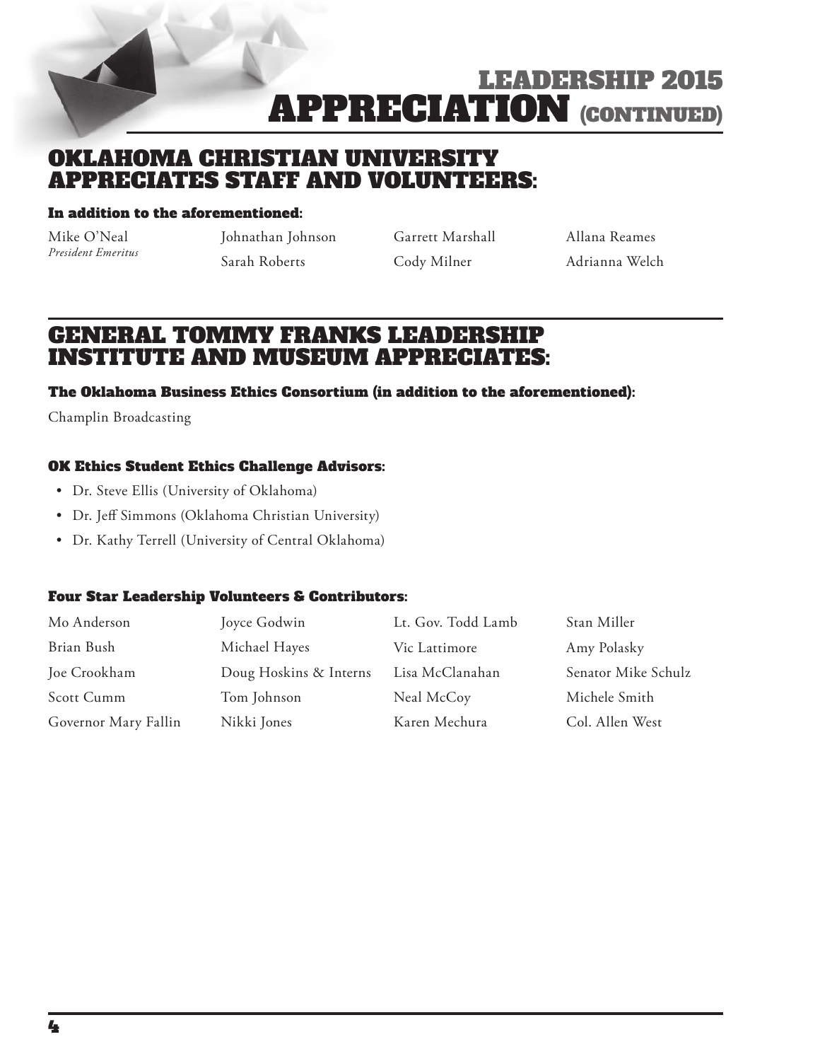# LEADERSHIP 2015 APPRECIATION (CONTINUED)

## OKLAHOMA CHRISTIAN UNIVERSITY APPRECIATES STAFF AND VOLUNTEERS:

### In addition to the aforementioned:

Mike O'Neal
*President Emeritus*

Johnathan Johnson

Sarah Roberts

Garrett Marshall

Cody Milner

Allana Reames

Adrianna Welch

## GENERAL TOMMY FRANKS LEADERSHIP INSTITUTE AND MUSEUM APPRECIATES:

### The Oklahoma Business Ethics Consortium (in addition to the aforementioned):

Champlin Broadcasting

### OK Ethics Student Ethics Challenge Advisors:

- Dr. Steve Ellis (University of Oklahoma)
- Dr. Jeff Simmons (Oklahoma Christian University)
- Dr. Kathy Terrell (University of Central Oklahoma)

### Four Star Leadership Volunteers & Contributors:

Mo Anderson

Brian Bush

Joe Crookham

Scott Cumm

Governor Mary Fallin

Joyce Godwin

Michael Hayes

Doug Hoskins & Interns

Tom Johnson

Nikki Jones

Lt. Gov. Todd Lamb

Vic Lattimore

Lisa McClanahan

Neal McCoy

Karen Mechura

Stan Miller

Amy Polasky

Senator Mike Schulz

Michele Smith

Col. Allen West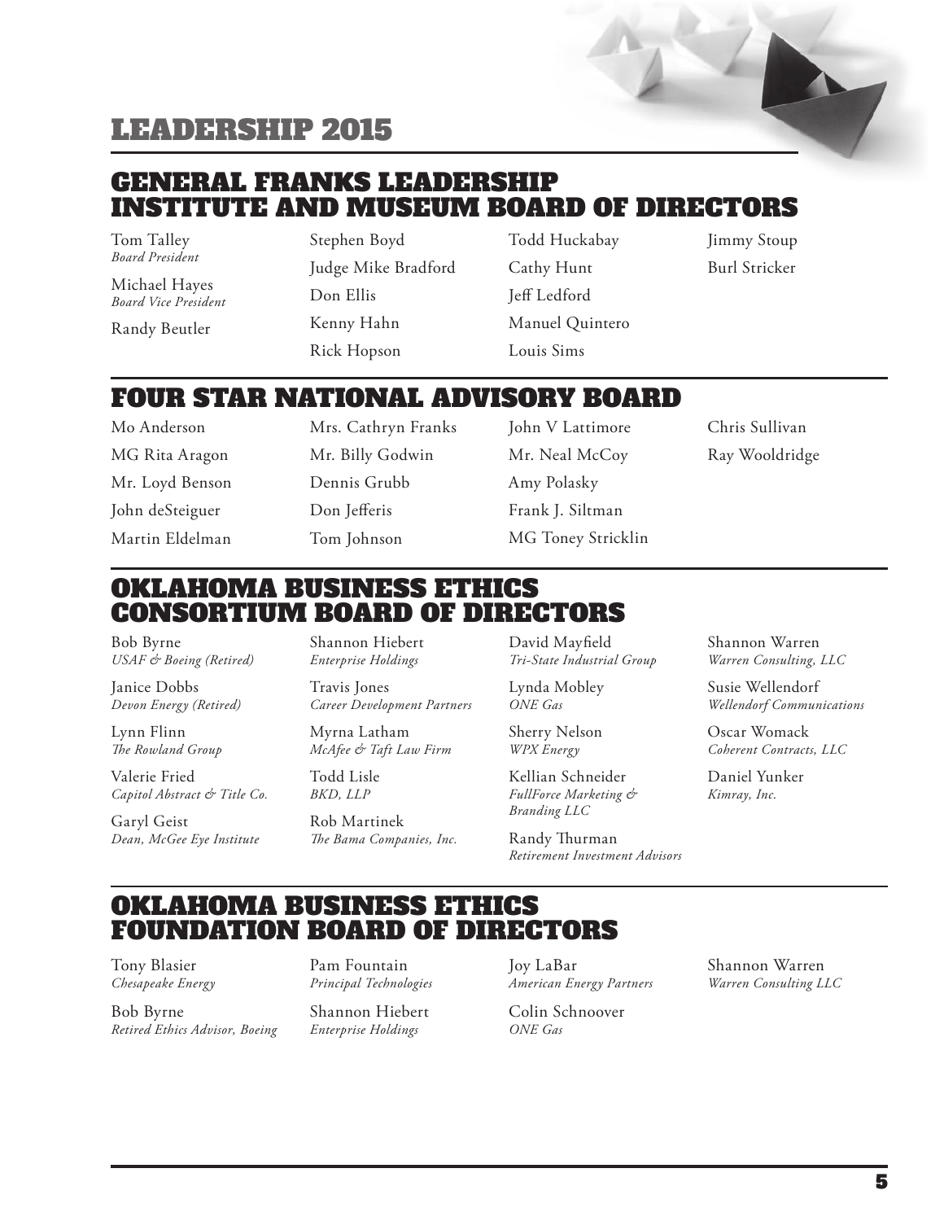# LEADERSHIP 2015

## GENERAL FRANKS LEADERSHIP INSTITUTE AND MUSEUM BOARD OF DIRECTORS

Tom Talley
*Board President*

Michael Hayes
*Board Vice President*

Randy Beutler

Stephen Boyd

Judge Mike Bradford

Don Ellis

Kenny Hahn

Rick Hopson

Todd Huckabay

Cathy Hunt

Jeff Ledford

Manuel Quintero

Louis Sims

Jimmy Stoup

Burl Stricker

## FOUR STAR NATIONAL ADVISORY BOARD

Mo Anderson

MG Rita Aragon

Mr. Loyd Benson

John deSteiguer

Martin Eldelman

Mrs. Cathryn Franks

Mr. Billy Godwin

Dennis Grubb

Don Jefferis

Tom Johnson

John V Lattimore

Mr. Neal McCoy

Amy Polasky

Frank J. Siltman

MG Toney Stricklin

Chris Sullivan

Ray Wooldridge

## OKLAHOMA BUSINESS ETHICS CONSORTIUM BOARD OF DIRECTORS

Bob Byrne
*USAF & Boeing (Retired)*

Janice Dobbs
*Devon Energy (Retired)*

Lynn Flinn
*The Rowland Group*

Valerie Fried
*Capitol Abstract & Title Co.*

Garyl Geist
*Dean, McGee Eye Institute*

Shannon Hiebert
*Enterprise Holdings*

Travis Jones
*Career Development Partners*

Myrna Latham
*McAfee & Taft Law Firm*

Todd Lisle
*BKD, LLP*

Rob Martinek
*The Bama Companies, Inc.*

David Mayfield
*Tri-State Industrial Group*

Lynda Mobley
*ONE Gas*

Sherry Nelson
*WPX Energy*

Kellian Schneider
*FullForce Marketing & Branding LLC*

Randy Thurman
*Retirement Investment Advisors*

Shannon Warren
*Warren Consulting, LLC*

Susie Wellendorf
*Wellendorf Communications*

Oscar Womack
*Coherent Contracts, LLC*

Daniel Yunker
*Kimray, Inc.*

## OKLAHOMA BUSINESS ETHICS FOUNDATION BOARD OF DIRECTORS

Tony Blasier
*Chesapeake Energy*

Bob Byrne
*Retired Ethics Advisor, Boeing*

Pam Fountain
*Principal Technologies*

Shannon Hiebert
*Enterprise Holdings*

Joy LaBar
*American Energy Partners*

Colin Schnoover
*ONE Gas*

Shannon Warren
*Warren Consulting LLC*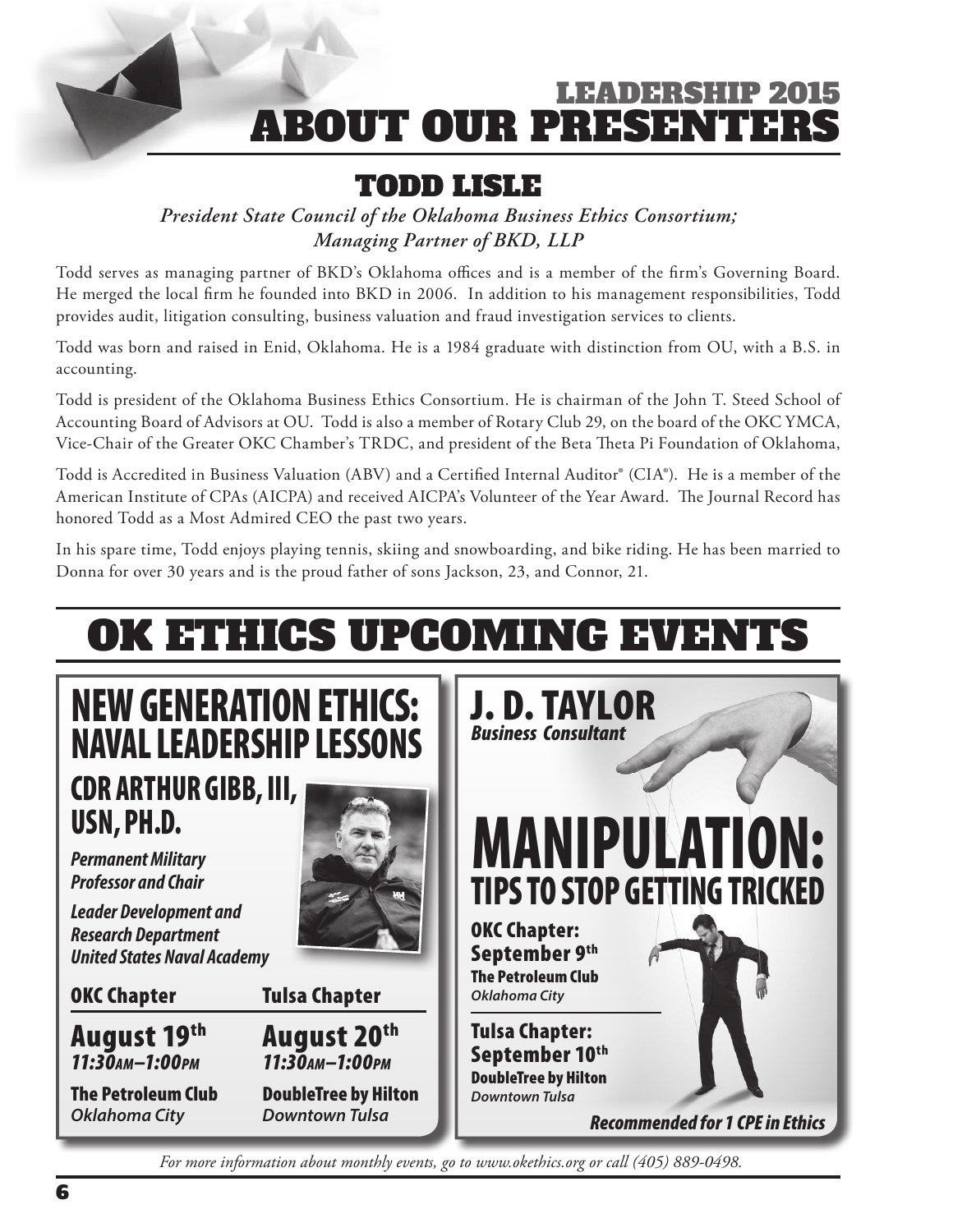# LEADERSHIP 2015
# ABOUT OUR PRESENTERS

## TODD LISLE

*President State Council of the Oklahoma Business Ethics Consortium;*
*Managing Partner of BKD, LLP*

Todd serves as managing partner of BKD's Oklahoma offices and is a member of the firm's Governing Board. He merged the local firm he founded into BKD in 2006. In addition to his management responsibilities, Todd provides audit, litigation consulting, business valuation and fraud investigation services to clients.

Todd was born and raised in Enid, Oklahoma. He is a 1984 graduate with distinction from OU, with a B.S. in accounting.

Todd is president of the Oklahoma Business Ethics Consortium. He is chairman of the John T. Steed School of Accounting Board of Advisors at OU. Todd is also a member of Rotary Club 29, on the board of the OKC YMCA, Vice-Chair of the Greater OKC Chamber's TRDC, and president of the Beta Theta Pi Foundation of Oklahoma,

Todd is Accredited in Business Valuation (ABV) and a Certified Internal Auditor® (CIA®). He is a member of the American Institute of CPAs (AICPA) and received AICPA's Volunteer of the Year Award. The Journal Record has honored Todd as a Most Admired CEO the past two years.

In his spare time, Todd enjoys playing tennis, skiing and snowboarding, and bike riding. He has been married to Donna for over 30 years and is the proud father of sons Jackson, 23, and Connor, 21.

# OK ETHICS UPCOMING EVENTS

## NEW GENERATION ETHICS: NAVAL LEADERSHIP LESSONS

### CDR ARTHUR GIBB, III, USN, PH.D.

***Permanent Military Professor and Chair***

***Leader Development and Research Department***
***United States Naval Academy***

**OKC Chapter**

**August 19th**
*11:30AM–1:00PM*

**The Petroleum Club**
*Oklahoma City*

**Tulsa Chapter**

**August 20th**
*11:30AM–1:00PM*

**DoubleTree by Hilton**
*Downtown Tulsa*

## J. D. TAYLOR

***Business Consultant***

## MANIPULATION: TIPS TO STOP GETTING TRICKED

**OKC Chapter:**
**September 9th**
**The Petroleum Club**
*Oklahoma City*

**Tulsa Chapter:**
**September 10th**
**DoubleTree by Hilton**
*Downtown Tulsa*

***Recommended for 1 CPE in Ethics***

*For more information about monthly events, go to www.okethics.org or call (405) 889-0498.*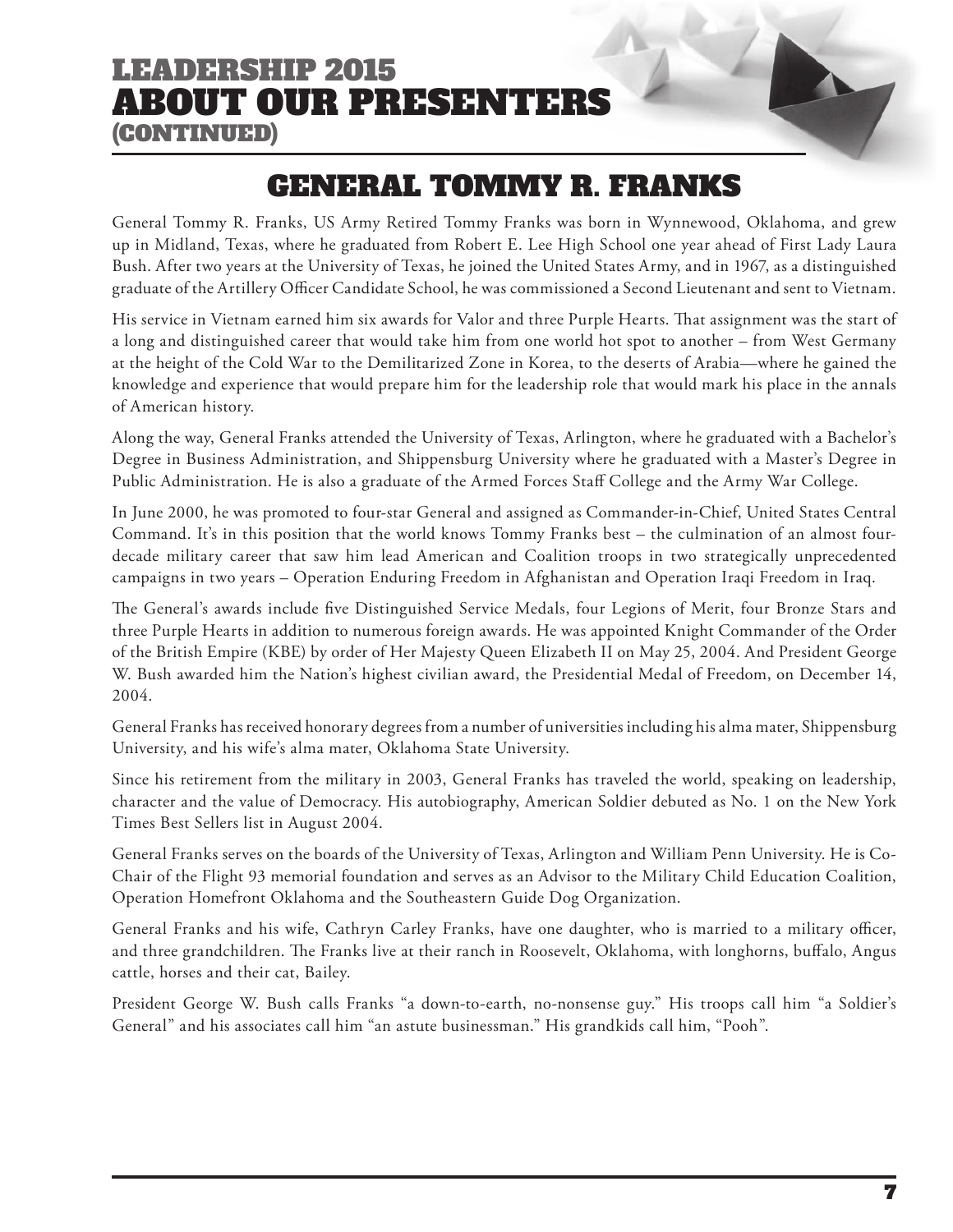# LEADERSHIP 2015
# ABOUT OUR PRESENTERS
## (CONTINUED)

## GENERAL TOMMY R. FRANKS

General Tommy R. Franks, US Army Retired Tommy Franks was born in Wynnewood, Oklahoma, and grew up in Midland, Texas, where he graduated from Robert E. Lee High School one year ahead of First Lady Laura Bush. After two years at the University of Texas, he joined the United States Army, and in 1967, as a distinguished graduate of the Artillery Officer Candidate School, he was commissioned a Second Lieutenant and sent to Vietnam.

His service in Vietnam earned him six awards for Valor and three Purple Hearts. That assignment was the start of a long and distinguished career that would take him from one world hot spot to another – from West Germany at the height of the Cold War to the Demilitarized Zone in Korea, to the deserts of Arabia—where he gained the knowledge and experience that would prepare him for the leadership role that would mark his place in the annals of American history.

Along the way, General Franks attended the University of Texas, Arlington, where he graduated with a Bachelor's Degree in Business Administration, and Shippensburg University where he graduated with a Master's Degree in Public Administration. He is also a graduate of the Armed Forces Staff College and the Army War College.

In June 2000, he was promoted to four-star General and assigned as Commander-in-Chief, United States Central Command. It's in this position that the world knows Tommy Franks best – the culmination of an almost four-decade military career that saw him lead American and Coalition troops in two strategically unprecedented campaigns in two years – Operation Enduring Freedom in Afghanistan and Operation Iraqi Freedom in Iraq.

The General's awards include five Distinguished Service Medals, four Legions of Merit, four Bronze Stars and three Purple Hearts in addition to numerous foreign awards. He was appointed Knight Commander of the Order of the British Empire (KBE) by order of Her Majesty Queen Elizabeth II on May 25, 2004. And President George W. Bush awarded him the Nation's highest civilian award, the Presidential Medal of Freedom, on December 14, 2004.

General Franks has received honorary degrees from a number of universities including his alma mater, Shippensburg University, and his wife's alma mater, Oklahoma State University.

Since his retirement from the military in 2003, General Franks has traveled the world, speaking on leadership, character and the value of Democracy. His autobiography, American Soldier debuted as No. 1 on the New York Times Best Sellers list in August 2004.

General Franks serves on the boards of the University of Texas, Arlington and William Penn University. He is Co-Chair of the Flight 93 memorial foundation and serves as an Advisor to the Military Child Education Coalition, Operation Homefront Oklahoma and the Southeastern Guide Dog Organization.

General Franks and his wife, Cathryn Carley Franks, have one daughter, who is married to a military officer, and three grandchildren. The Franks live at their ranch in Roosevelt, Oklahoma, with longhorns, buffalo, Angus cattle, horses and their cat, Bailey.

President George W. Bush calls Franks "a down-to-earth, no-nonsense guy." His troops call him "a Soldier's General" and his associates call him "an astute businessman." His grandkids call him, "Pooh".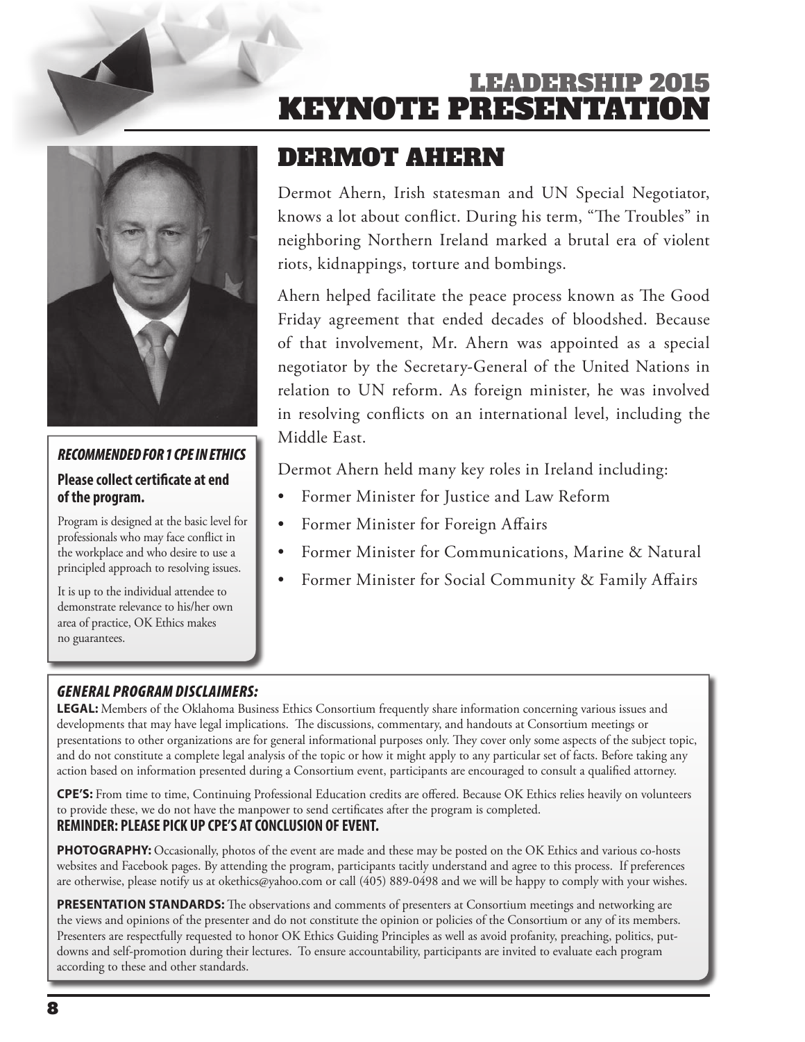# LEADERSHIP 2015
# KEYNOTE PRESENTATION

## DERMOT AHERN

Dermot Ahern, Irish statesman and UN Special Negotiator, knows a lot about conflict. During his term, "The Troubles" in neighboring Northern Ireland marked a brutal era of violent riots, kidnappings, torture and bombings.

Ahern helped facilitate the peace process known as The Good Friday agreement that ended decades of bloodshed. Because of that involvement, Mr. Ahern was appointed as a special negotiator by the Secretary-General of the United Nations in relation to UN reform. As foreign minister, he was involved in resolving conflicts on an international level, including the Middle East.

Dermot Ahern held many key roles in Ireland including:

- Former Minister for Justice and Law Reform
- Former Minister for Foreign Affairs
- Former Minister for Communications, Marine & Natural
- Former Minister for Social Community & Family Affairs

***RECOMMENDED FOR 1 CPE IN ETHICS***

**Please collect certificate at end of the program.**

Program is designed at the basic level for professionals who may face conflict in the workplace and who desire to use a principled approach to resolving issues.

It is up to the individual attendee to demonstrate relevance to his/her own area of practice, OK Ethics makes no guarantees.

***GENERAL PROGRAM DISCLAIMERS:***

**LEGAL:** Members of the Oklahoma Business Ethics Consortium frequently share information concerning various issues and developments that may have legal implications. The discussions, commentary, and handouts at Consortium meetings or presentations to other organizations are for general informational purposes only. They cover only some aspects of the subject topic, and do not constitute a complete legal analysis of the topic or how it might apply to any particular set of facts. Before taking any action based on information presented during a Consortium event, participants are encouraged to consult a qualified attorney.

**CPE'S:** From time to time, Continuing Professional Education credits are offered. Because OK Ethics relies heavily on volunteers to provide these, we do not have the manpower to send certificates after the program is completed.
**REMINDER: PLEASE PICK UP CPE'S AT CONCLUSION OF EVENT.**

**PHOTOGRAPHY:** Occasionally, photos of the event are made and these may be posted on the OK Ethics and various co-hosts websites and Facebook pages. By attending the program, participants tacitly understand and agree to this process. If preferences are otherwise, please notify us at okethics@yahoo.com or call (405) 889-0498 and we will be happy to comply with your wishes.

**PRESENTATION STANDARDS:** The observations and comments of presenters at Consortium meetings and networking are the views and opinions of the presenter and do not constitute the opinion or policies of the Consortium or any of its members. Presenters are respectfully requested to honor OK Ethics Guiding Principles as well as avoid profanity, preaching, politics, put-downs and self-promotion during their lectures. To ensure accountability, participants are invited to evaluate each program according to these and other standards.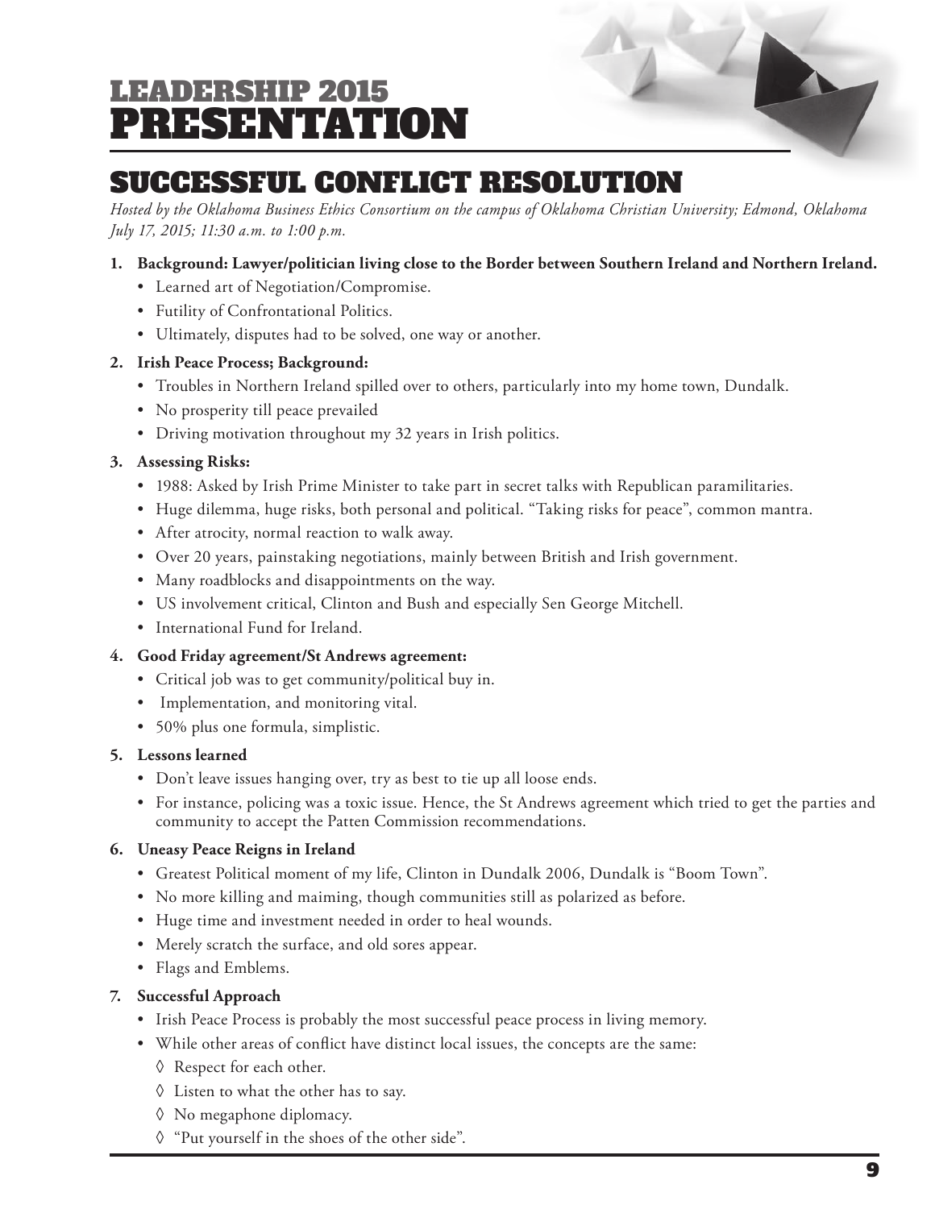# LEADERSHIP 2015 PRESENTATION

## SUCCESSFUL CONFLICT RESOLUTION

*Hosted by the Oklahoma Business Ethics Consortium on the campus of Oklahoma Christian University; Edmond, Oklahoma July 17, 2015; 11:30 a.m. to 1:00 p.m.*

1. **Background: Lawyer/politician living close to the Border between Southern Ireland and Northern Ireland.**
   - Learned art of Negotiation/Compromise.
   - Futility of Confrontational Politics.
   - Ultimately, disputes had to be solved, one way or another.
2. **Irish Peace Process; Background:**
   - Troubles in Northern Ireland spilled over to others, particularly into my home town, Dundalk.
   - No prosperity till peace prevailed
   - Driving motivation throughout my 32 years in Irish politics.
3. **Assessing Risks:**
   - 1988: Asked by Irish Prime Minister to take part in secret talks with Republican paramilitaries.
   - Huge dilemma, huge risks, both personal and political. "Taking risks for peace", common mantra.
   - After atrocity, normal reaction to walk away.
   - Over 20 years, painstaking negotiations, mainly between British and Irish government.
   - Many roadblocks and disappointments on the way.
   - US involvement critical, Clinton and Bush and especially Sen George Mitchell.
   - International Fund for Ireland.
4. **Good Friday agreement/St Andrews agreement:**
   - Critical job was to get community/political buy in.
   - Implementation, and monitoring vital.
   - 50% plus one formula, simplistic.
5. **Lessons learned**
   - Don't leave issues hanging over, try as best to tie up all loose ends.
   - For instance, policing was a toxic issue. Hence, the St Andrews agreement which tried to get the parties and community to accept the Patten Commission recommendations.
6. **Uneasy Peace Reigns in Ireland**
   - Greatest Political moment of my life, Clinton in Dundalk 2006, Dundalk is "Boom Town".
   - No more killing and maiming, though communities still as polarized as before.
   - Huge time and investment needed in order to heal wounds.
   - Merely scratch the surface, and old sores appear.
   - Flags and Emblems.
7. **Successful Approach**
   - Irish Peace Process is probably the most successful peace process in living memory.
   - While other areas of conflict have distinct local issues, the concepts are the same:
     - ◊ Respect for each other.
     - ◊ Listen to what the other has to say.
     - ◊ No megaphone diplomacy.
     - ◊ "Put yourself in the shoes of the other side".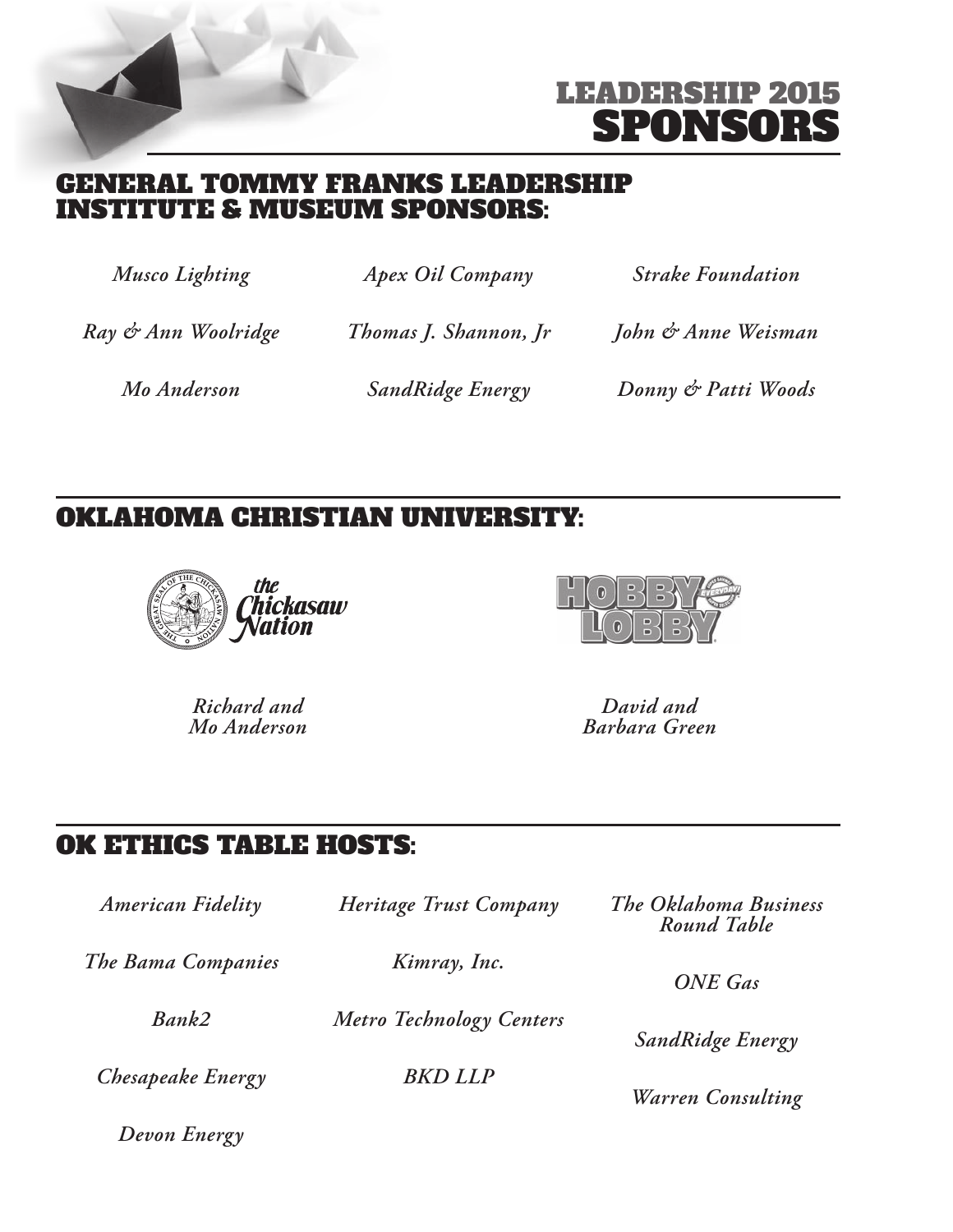# LEADERSHIP 2015 SPONSORS

## GENERAL TOMMY FRANKS LEADERSHIP INSTITUTE & MUSEUM SPONSORS:

*Musco Lighting*

*Apex Oil Company*

*Strake Foundation*

*Ray & Ann Woolridge*

*Thomas J. Shannon, Jr*

*John & Anne Weisman*

*Mo Anderson*

*SandRidge Energy*

*Donny & Patti Woods*

## OKLAHOMA CHRISTIAN UNIVERSITY:

the Chickasaw Nation

HOBBY LOBBY

*Richard and Mo Anderson*

*David and Barbara Green*

## OK ETHICS TABLE HOSTS:

*American Fidelity*

*The Bama Companies*

*Bank2*

*Chesapeake Energy*

*Devon Energy*

*Heritage Trust Company*

*Kimray, Inc.*

*Metro Technology Centers*

*BKD LLP*

*The Oklahoma Business Round Table*

*ONE Gas*

*SandRidge Energy*

*Warren Consulting*